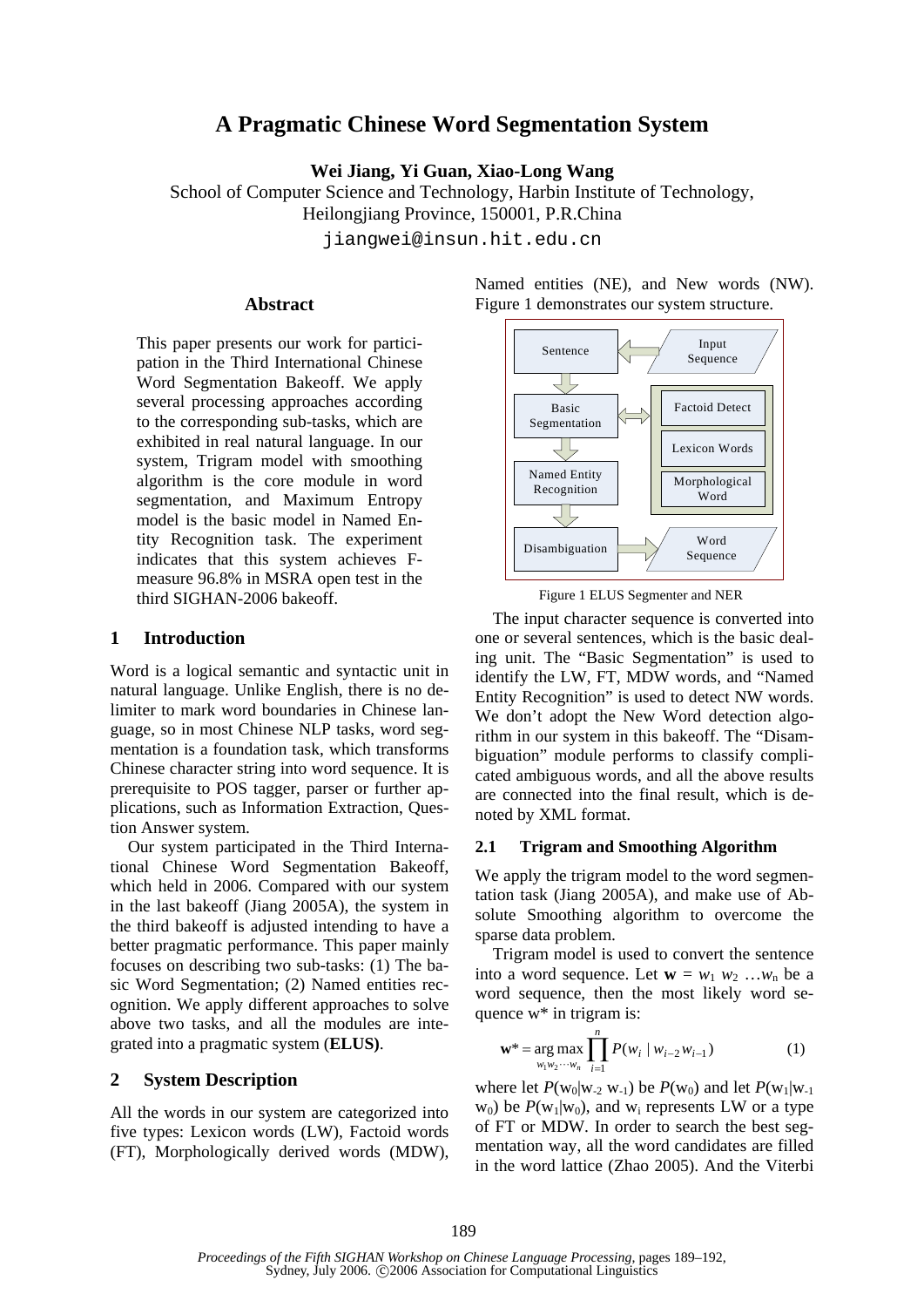# A Pragmatic Chinese Word Segmentation System

**Wei Jiang, Yi Guan, Xiao-Long Wang**

School of Computer Science and Technology, Harbin Institute of Technology,
Heilongjiang Province, 150001, P.R.China

jiangwei@insun.hit.edu.cn

## Abstract

This paper presents our work for participation in the Third International Chinese Word Segmentation Bakeoff. We apply several processing approaches according to the corresponding sub-tasks, which are exhibited in real natural language. In our system, Trigram model with smoothing algorithm is the core module in word segmentation, and Maximum Entropy model is the basic model in Named Entity Recognition task. The experiment indicates that this system achieves F-measure 96.8% in MSRA open test in the third SIGHAN-2006 bakeoff.

## 1 Introduction

Word is a logical semantic and syntactic unit in natural language. Unlike English, there is no delimiter to mark word boundaries in Chinese language, so in most Chinese NLP tasks, word segmentation is a foundation task, which transforms Chinese character string into word sequence. It is prerequisite to POS tagger, parser or further applications, such as Information Extraction, Question Answer system.

Our system participated in the Third International Chinese Word Segmentation Bakeoff, which held in 2006. Compared with our system in the last bakeoff (Jiang 2005A), the system in the third bakeoff is adjusted intending to have a better pragmatic performance. This paper mainly focuses on describing two sub-tasks: (1) The basic Word Segmentation; (2) Named entities recognition. We apply different approaches to solve above two tasks, and all the modules are integrated into a pragmatic system (**ELUS)**.

## 2 System Description

All the words in our system are categorized into five types: Lexicon words (LW), Factoid words (FT), Morphologically derived words (MDW), Named entities (NE), and New words (NW). Figure 1 demonstrates our system structure.

Sentence → Basic Segmentation → Named Entity Recognition → Disambiguation → Word Sequence
Input Sequence → Sentence
Basic Segmentation ↔ [Factoid Detect | Lexicon Words | Morphological Word]

Figure 1 ELUS Segmenter and NER

The input character sequence is converted into one or several sentences, which is the basic dealing unit. The "Basic Segmentation" is used to identify the LW, FT, MDW words, and "Named Entity Recognition" is used to detect NW words. We don't adopt the New Word detection algorithm in our system in this bakeoff. The "Disambiguation" module performs to classify complicated ambiguous words, and all the above results are connected into the final result, which is denoted by XML format.

### 2.1 Trigram and Smoothing Algorithm

We apply the trigram model to the word segmentation task (Jiang 2005A), and make use of Absolute Smoothing algorithm to overcome the sparse data problem.

Trigram model is used to convert the sentence into a word sequence. Let $\mathbf{w} = w_1\ w_2\ \ldots w_n$ be a word sequence, then the most likely word sequence w* in trigram is:

$$\mathbf{w}^* = \underset{w_1 w_2 \cdots w_n}{\arg\max} \prod_{i=1}^{n} P(w_i \mid w_{i-2} w_{i-1}) \qquad (1)$$

where let $P(w_0|w_{-2}\ w_{-1})$ be $P(w_0)$ and let $P(w_1|w_{-1}\ w_0)$ be $P(w_1|w_0)$, and $w_i$ represents LW or a type of FT or MDW. In order to search the best segmentation way, all the word candidates are filled in the word lattice (Zhao 2005). And the Viterbi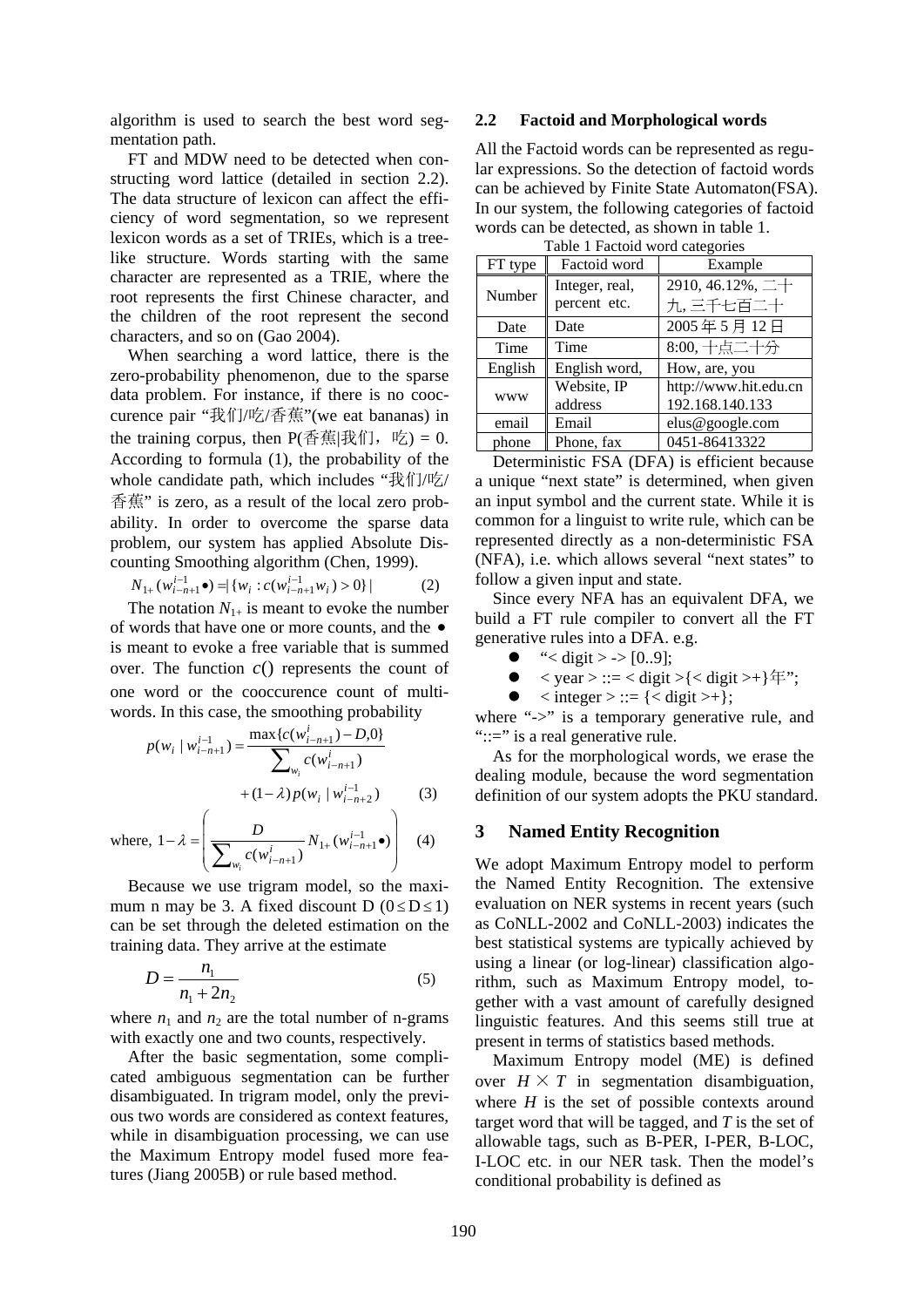algorithm is used to search the best word segmentation path.

FT and MDW need to be detected when constructing word lattice (detailed in section 2.2). The data structure of lexicon can affect the efficiency of word segmentation, so we represent lexicon words as a set of TRIEs, which is a tree-like structure. Words starting with the same character are represented as a TRIE, where the root represents the first Chinese character, and the children of the root represent the second characters, and so on (Gao 2004).

When searching a word lattice, there is the zero-probability phenomenon, due to the sparse data problem. For instance, if there is no cooccurence pair "我们/吃/香蕉"(we eat bananas) in the training corpus, then P(香蕉|我们，吃) = 0. According to formula (1), the probability of the whole candidate path, which includes "我们/吃/香蕉" is zero, as a result of the local zero probability. In order to overcome the sparse data problem, our system has applied Absolute Discounting Smoothing algorithm (Chen, 1999).

$$N_{1+}(w_{i-n+1}^{i-1}\bullet) = |\{w_i : c(w_{i-n+1}^{i-1}w_i) > 0\}| \quad (2)$$

The notation $N_{1+}$ is meant to evoke the number of words that have one or more counts, and the $\bullet$ is meant to evoke a free variable that is summed over. The function $c()$ represents the count of one word or the cooccurence count of multi-words. In this case, the smoothing probability

$$p(w_i \mid w_{i-n+1}^{i-1}) = \frac{\max\{c(w_{i-n+1}^{i}) - D, 0\}}{\sum_{w_i} c(w_{i-n+1}^{i})} + (1-\lambda)\, p(w_i \mid w_{i-n+2}^{i-1}) \quad (3)$$

where, $$1-\lambda = \left( \frac{D}{\sum_{w_i} c(w_{i-n+1}^{i})} N_{1+}(w_{i-n+1}^{i-1}\bullet) \right) \quad (4)$$

Because we use trigram model, so the maximum n may be 3. A fixed discount D ($0 \le D \le 1$) can be set through the deleted estimation on the training data. They arrive at the estimate

$$D = \frac{n_1}{n_1 + 2n_2} \quad (5)$$

where $n_1$ and $n_2$ are the total number of n-grams with exactly one and two counts, respectively.

After the basic segmentation, some complicated ambiguous segmentation can be further disambiguated. In trigram model, only the previous two words are considered as context features, while in disambiguation processing, we can use the Maximum Entropy model fused more features (Jiang 2005B) or rule based method.

## 2.2 Factoid and Morphological words

All the Factoid words can be represented as regular expressions. So the detection of factoid words can be achieved by Finite State Automaton(FSA). In our system, the following categories of factoid words can be detected, as shown in table 1.

Table 1 Factoid word categories

| FT type | Factoid word | Example |
|---|---|---|
| Number | Integer, real, percent etc. | 2910, 46.12%, 二十九, 三千七百二十 |
| Date | Date | 2005 年 5 月 12 日 |
| Time | Time | 8:00, 十点二十分 |
| English | English word, | How, are, you |
| www | Website, IP address | http://www.hit.edu.cn 192.168.140.133 |
| email | Email | elus@google.com |
| phone | Phone, fax | 0451-86413322 |

Deterministic FSA (DFA) is efficient because a unique "next state" is determined, when given an input symbol and the current state. While it is common for a linguist to write rule, which can be represented directly as a non-deterministic FSA (NFA), i.e. which allows several "next states" to follow a given input and state.

Since every NFA has an equivalent DFA, we build a FT rule compiler to convert all the FT generative rules into a DFA. e.g.

- "< digit > -> [0..9];
- < year > ::= < digit >{< digit >+}年";
- < integer > ::= {< digit >+};

where "->" is a temporary generative rule, and "::=" is a real generative rule.

As for the morphological words, we erase the dealing module, because the word segmentation definition of our system adopts the PKU standard.

## 3 Named Entity Recognition

We adopt Maximum Entropy model to perform the Named Entity Recognition. The extensive evaluation on NER systems in recent years (such as CoNLL-2002 and CoNLL-2003) indicates the best statistical systems are typically achieved by using a linear (or log-linear) classification algorithm, such as Maximum Entropy model, together with a vast amount of carefully designed linguistic features. And this seems still true at present in terms of statistics based methods.

Maximum Entropy model (ME) is defined over $H \times T$ in segmentation disambiguation, where $H$ is the set of possible contexts around target word that will be tagged, and $T$ is the set of allowable tags, such as B-PER, I-PER, B-LOC, I-LOC etc. in our NER task. Then the model's conditional probability is defined as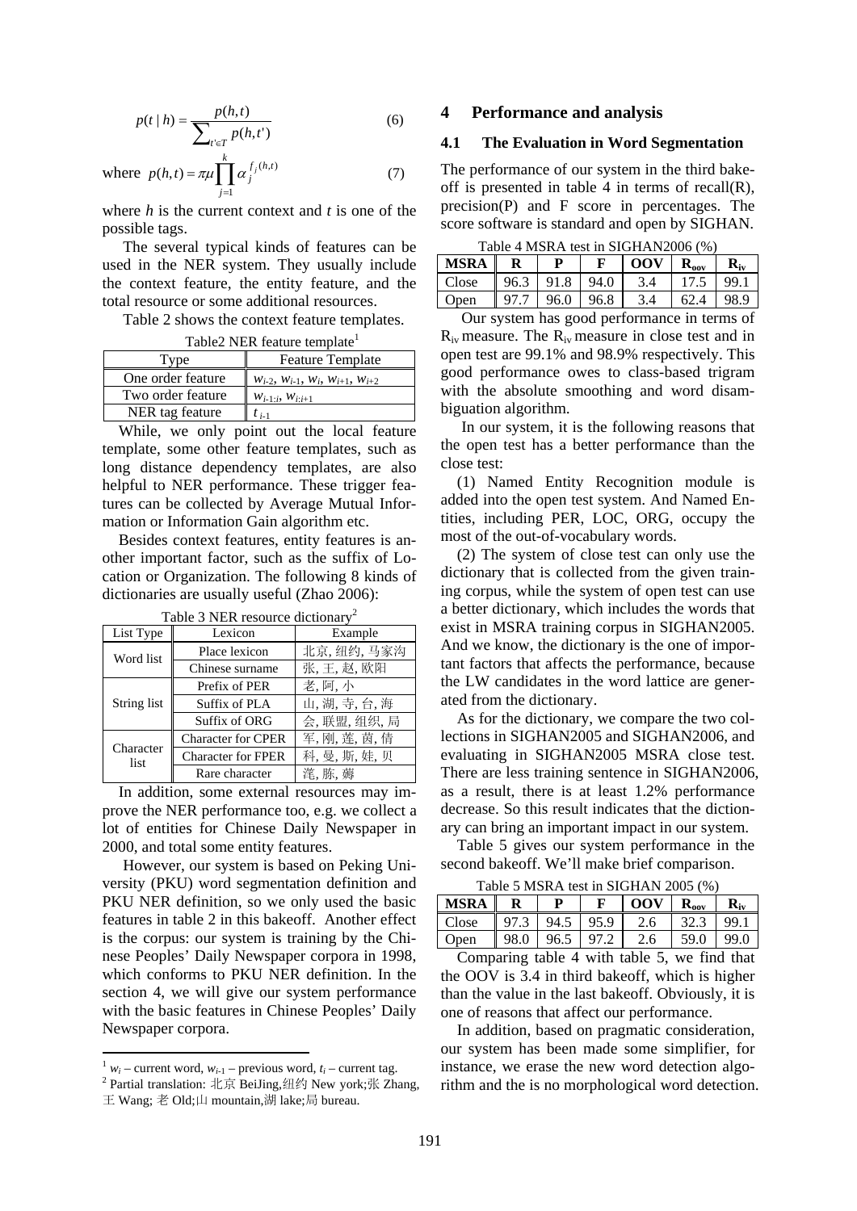$$p(t \mid h) = \frac{p(h,t)}{\sum_{t' \in T} p(h,t')} \quad (6)$$

where $p(h,t) = \pi\mu \prod_{j=1}^{k} \alpha_j^{f_j(h,t)}$ (7)

where *h* is the current context and *t* is one of the possible tags.

The several typical kinds of features can be used in the NER system. They usually include the context feature, the entity feature, and the total resource or some additional resources.

Table 2 shows the context feature templates.

Table2 NER feature template[1]

| Type | Feature Template |
|---|---|
| One order feature | $w_{i-2}$, $w_{i-1}$, $w_i$, $w_{i+1}$, $w_{i+2}$ |
| Two order feature | $w_{i-1:i}$, $w_{i:i+1}$ |
| NER tag feature | $t_{i-1}$ |

While, we only point out the local feature template, some other feature templates, such as long distance dependency templates, are also helpful to NER performance. These trigger features can be collected by Average Mutual Information or Information Gain algorithm etc.

Besides context features, entity features is another important factor, such as the suffix of Location or Organization. The following 8 kinds of dictionaries are usually useful (Zhao 2006):

Table 3 NER resource dictionary[2]

| List Type | Lexicon | Example |
|---|---|---|
| Word list | Place lexicon | 北京, 纽约, 马家沟 |
| | Chinese surname | 张, 王, 赵, 欧阳 |
| String list | Prefix of PER | 老, 阿, 小 |
| | Suffix of PLA | 山, 湖, 寺, 台, 海 |
| | Suffix of ORG | 会, 联盟, 组织, 局 |
| Character list | Character for CPER | 军, 刚, 莲, 茵, 倩 |
| | Character for FPER | 科, 曼, 斯, 娃, 贝 |
| | Rare character | 滗, 胨, 薅 |

In addition, some external resources may improve the NER performance too, e.g. we collect a lot of entities for Chinese Daily Newspaper in 2000, and total some entity features.

However, our system is based on Peking University (PKU) word segmentation definition and PKU NER definition, so we only used the basic features in table 2 in this bakeoff. Another effect is the corpus: our system is training by the Chinese Peoples' Daily Newspaper corpora in 1998, which conforms to PKU NER definition. In the section 4, we will give our system performance with the basic features in Chinese Peoples' Daily Newspaper corpora.

[1] $w_i$ – current word, $w_{i-1}$ – previous word, $t_i$ – current tag.

[2] Partial translation: 北京 BeiJing,纽约 New york;张 Zhang, 王 Wang; 老 Old;山 mountain,湖 lake;局 bureau.

## 4 Performance and analysis

### 4.1 The Evaluation in Word Segmentation

The performance of our system in the third bakeoff is presented in table 4 in terms of recall(R), precision(P) and F score in percentages. The score software is standard and open by SIGHAN.

Table 4 MSRA test in SIGHAN2006 (%)

| MSRA | R | P | F | OOV | $R_{oov}$ | $R_{iv}$ |
|---|---|---|---|---|---|---|
| Close | 96.3 | 91.8 | 94.0 | 3.4 | 17.5 | 99.1 |
| Open | 97.7 | 96.0 | 96.8 | 3.4 | 62.4 | 98.9 |

Our system has good performance in terms of $R_{iv}$ measure. The $R_{iv}$ measure in close test and in open test are 99.1% and 98.9% respectively. This good performance owes to class-based trigram with the absolute smoothing and word disambiguation algorithm.

In our system, it is the following reasons that the open test has a better performance than the close test:

(1) Named Entity Recognition module is added into the open test system. And Named Entities, including PER, LOC, ORG, occupy the most of the out-of-vocabulary words.

(2) The system of close test can only use the dictionary that is collected from the given training corpus, while the system of open test can use a better dictionary, which includes the words that exist in MSRA training corpus in SIGHAN2005. And we know, the dictionary is the one of important factors that affects the performance, because the LW candidates in the word lattice are generated from the dictionary.

As for the dictionary, we compare the two collections in SIGHAN2005 and SIGHAN2006, and evaluating in SIGHAN2005 MSRA close test. There are less training sentence in SIGHAN2006, as a result, there is at least 1.2% performance decrease. So this result indicates that the dictionary can bring an important impact in our system.

Table 5 gives our system performance in the second bakeoff. We'll make brief comparison.

Table 5 MSRA test in SIGHAN 2005 (%)

| MSRA | R | P | F | OOV | $R_{oov}$ | $R_{iv}$ |
|---|---|---|---|---|---|---|
| Close | 97.3 | 94.5 | 95.9 | 2.6 | 32.3 | 99.1 |
| Open | 98.0 | 96.5 | 97.2 | 2.6 | 59.0 | 99.0 |

Comparing table 4 with table 5, we find that the OOV is 3.4 in third bakeoff, which is higher than the value in the last bakeoff. Obviously, it is one of reasons that affect our performance.

In addition, based on pragmatic consideration, our system has been made some simplifier, for instance, we erase the new word detection algorithm and the is no morphological word detection.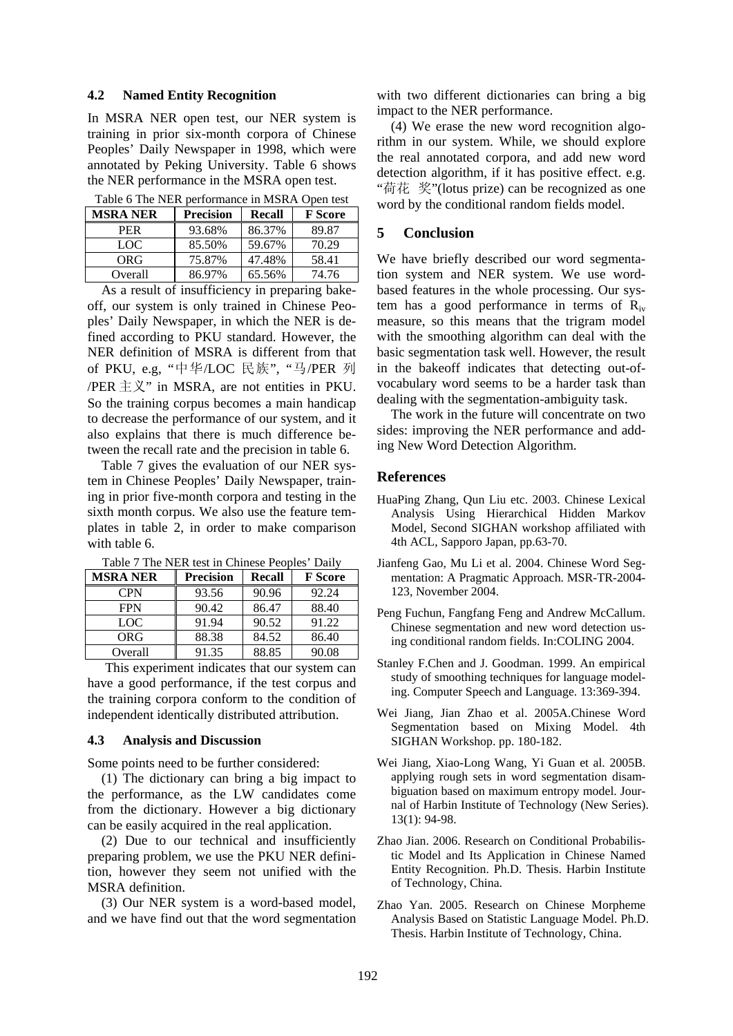### 4.2 Named Entity Recognition

In MSRA NER open test, our NER system is training in prior six-month corpora of Chinese Peoples' Daily Newspaper in 1998, which were annotated by Peking University. Table 6 shows the NER performance in the MSRA open test.

Table 6 The NER performance in MSRA Open test

| MSRA NER | Precision | Recall | F Score |
|---|---|---|---|
| PER | 93.68% | 86.37% | 89.87 |
| LOC | 85.50% | 59.67% | 70.29 |
| ORG | 75.87% | 47.48% | 58.41 |
| Overall | 86.97% | 65.56% | 74.76 |

As a result of insufficiency in preparing bakeoff, our system is only trained in Chinese Peoples' Daily Newspaper, in which the NER is defined according to PKU standard. However, the NER definition of MSRA is different from that of PKU, e.g, "中华/LOC 民族", "马/PER 列/PER 主义" in MSRA, are not entities in PKU. So the training corpus becomes a main handicap to decrease the performance of our system, and it also explains that there is much difference between the recall rate and the precision in table 6.

Table 7 gives the evaluation of our NER system in Chinese Peoples' Daily Newspaper, training in prior five-month corpora and testing in the sixth month corpus. We also use the feature templates in table 2, in order to make comparison with table 6.

Table 7 The NER test in Chinese Peoples' Daily

| MSRA NER | Precision | Recall | F Score |
|---|---|---|---|
| CPN | 93.56 | 90.96 | 92.24 |
| FPN | 90.42 | 86.47 | 88.40 |
| LOC | 91.94 | 90.52 | 91.22 |
| ORG | 88.38 | 84.52 | 86.40 |
| Overall | 91.35 | 88.85 | 90.08 |

This experiment indicates that our system can have a good performance, if the test corpus and the training corpora conform to the condition of independent identically distributed attribution.

### 4.3 Analysis and Discussion

Some points need to be further considered:

(1) The dictionary can bring a big impact to the performance, as the LW candidates come from the dictionary. However a big dictionary can be easily acquired in the real application.

(2) Due to our technical and insufficiently preparing problem, we use the PKU NER definition, however they seem not unified with the MSRA definition.

(3) Our NER system is a word-based model, and we have find out that the word segmentation with two different dictionaries can bring a big impact to the NER performance.

(4) We erase the new word recognition algorithm in our system. While, we should explore the real annotated corpora, and add new word detection algorithm, if it has positive effect. e.g. "荷花 奖"(lotus prize) can be recognized as one word by the conditional random fields model.

## 5 Conclusion

We have briefly described our word segmentation system and NER system. We use word-based features in the whole processing. Our system has a good performance in terms of $R_{iv}$ measure, so this means that the trigram model with the smoothing algorithm can deal with the basic segmentation task well. However, the result in the bakeoff indicates that detecting out-of-vocabulary word seems to be a harder task than dealing with the segmentation-ambiguity task.

The work in the future will concentrate on two sides: improving the NER performance and adding New Word Detection Algorithm.

## References

HuaPing Zhang, Qun Liu etc. 2003. Chinese Lexical Analysis Using Hierarchical Hidden Markov Model, Second SIGHAN workshop affiliated with 4th ACL, Sapporo Japan, pp.63-70.

Jianfeng Gao, Mu Li et al. 2004. Chinese Word Segmentation: A Pragmatic Approach. MSR-TR-2004-123, November 2004.

Peng Fuchun, Fangfang Feng and Andrew McCallum. Chinese segmentation and new word detection using conditional random fields. In:COLING 2004.

Stanley F.Chen and J. Goodman. 1999. An empirical study of smoothing techniques for language modeling. Computer Speech and Language. 13:369-394.

Wei Jiang, Jian Zhao et al. 2005A.Chinese Word Segmentation based on Mixing Model. 4th SIGHAN Workshop. pp. 180-182.

Wei Jiang, Xiao-Long Wang, Yi Guan et al. 2005B. applying rough sets in word segmentation disambiguation based on maximum entropy model. Journal of Harbin Institute of Technology (New Series). 13(1): 94-98.

Zhao Jian. 2006. Research on Conditional Probabilistic Model and Its Application in Chinese Named Entity Recognition. Ph.D. Thesis. Harbin Institute of Technology, China.

Zhao Yan. 2005. Research on Chinese Morpheme Analysis Based on Statistic Language Model. Ph.D. Thesis. Harbin Institute of Technology, China.